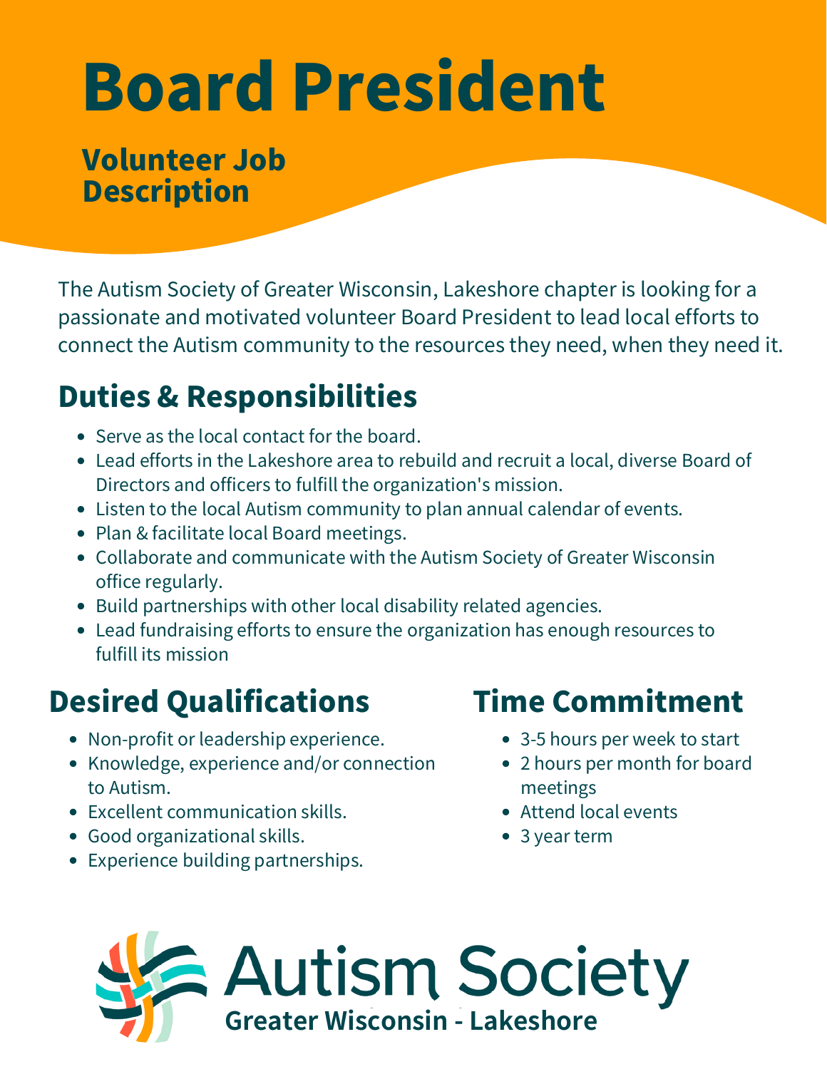# Board President

## Volunteer Job Description

The Autism Society of Greater Wisconsin, Lakeshore chapter is looking for a passionate and motivated volunteer Board President to lead local efforts to connect the Autism community to the resources they need, when they need it.

## Duties & Responsibilities

- Serve as the local contact for the board.
- Lead efforts in the Lakeshore area to rebuild and recruit a local, diverse Board of Directors and officers to fulfill the organization's mission.
- Listen to the local Autism community to plan annual calendar of events.
- Plan & facilitate local Board meetings.
- Collaborate and communicate with the Autism Society of Greater Wisconsin office regularly.
- Build partnerships with other local disability related agencies.
- Lead fundraising efforts to ensure the organization has enough resources to fulfill its mission

## Desired Qualifications

- Non-profit or leadership experience.
- Knowledge, experience and/or connection to Autism.
- Excellent communication skills.
- Good organizational skills.
- Experience building partnerships.

## Time Commitment

- 3-5 hours per week to start
- 2 hours per month for board meetings
- Attend local events
- 3 year term

Autism Society
**Greater Wisconsin - Lakeshore**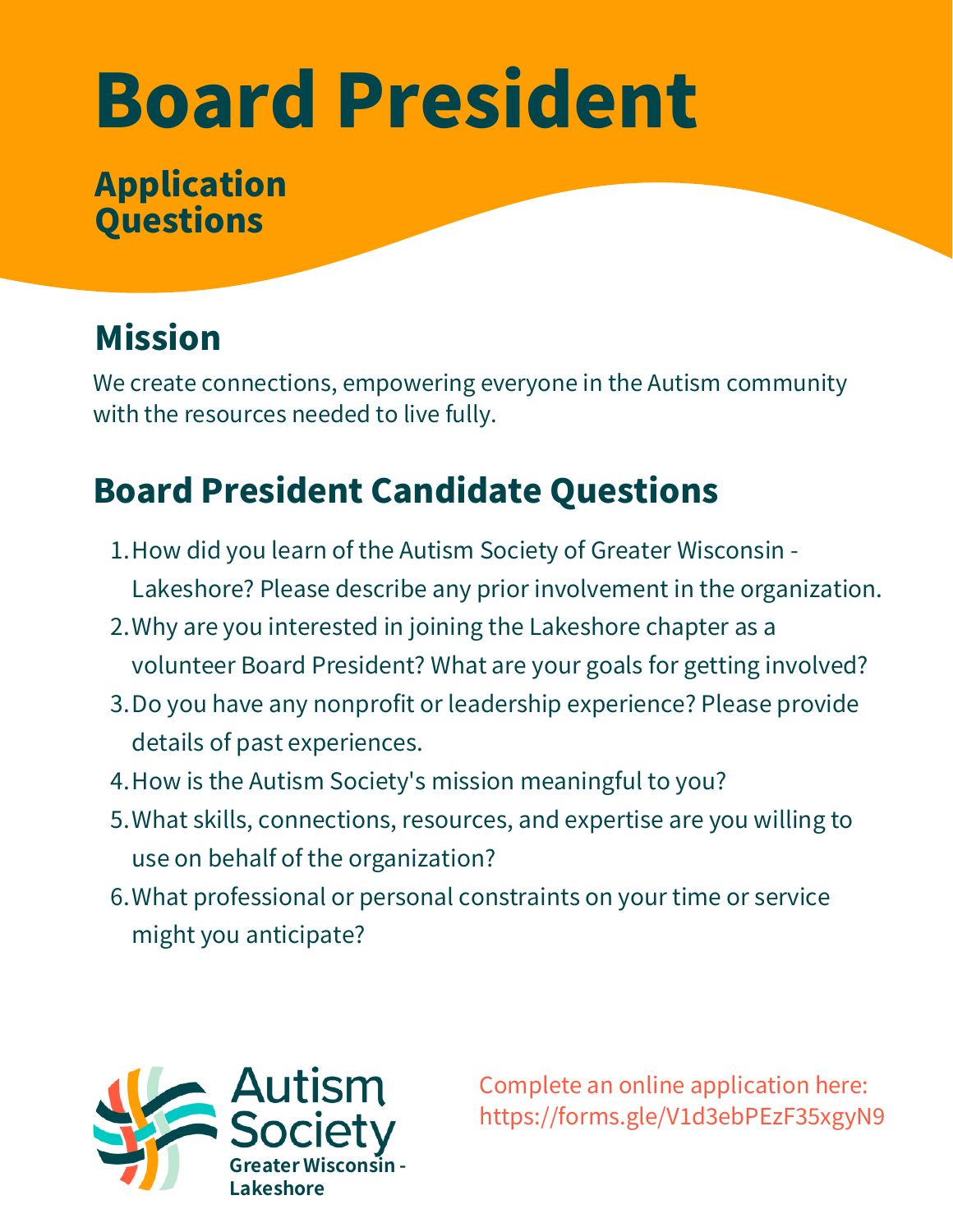# Board President

## Application Questions

## Mission

We create connections, empowering everyone in the Autism community with the resources needed to live fully.

## Board President Candidate Questions

1. How did you learn of the Autism Society of Greater Wisconsin - Lakeshore? Please describe any prior involvement in the organization.
2. Why are you interested in joining the Lakeshore chapter as a volunteer Board President? What are your goals for getting involved?
3. Do you have any nonprofit or leadership experience? Please provide details of past experiences.
4. How is the Autism Society's mission meaningful to you?
5. What skills, connections, resources, and expertise are you willing to use on behalf of the organization?
6. What professional or personal constraints on your time or service might you anticipate?

Autism Society
Greater Wisconsin - Lakeshore

Complete an online application here:
https://forms.gle/V1d3ebPEzF35xgyN9